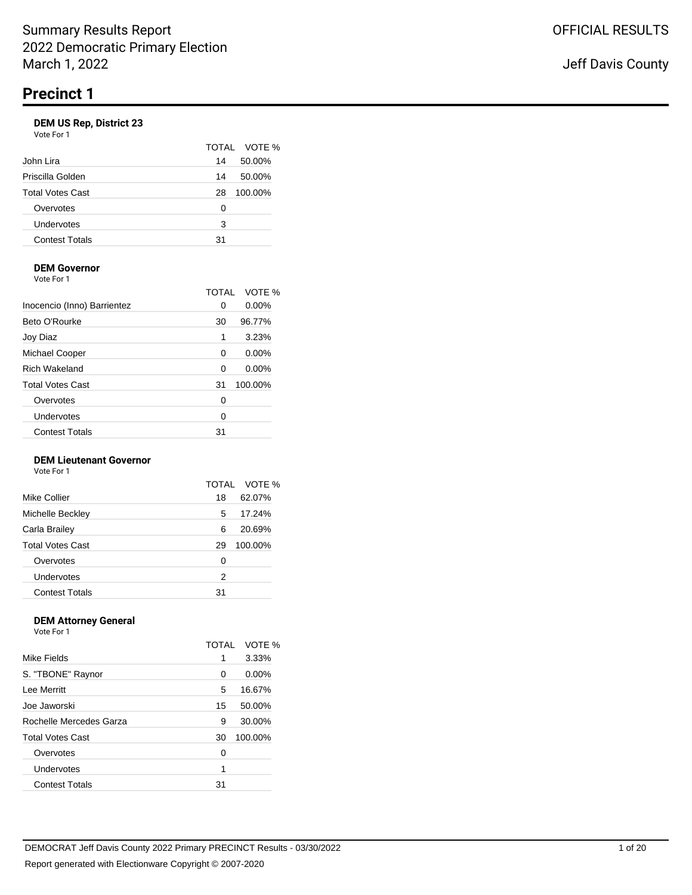Summary Results Report
2022 Democratic Primary Election
March 1, 2022

OFFICIAL RESULTS

Jeff Davis County

# Precinct 1

### DEM US Rep, District 23

Vote For 1

| | TOTAL | VOTE % |
|---|---|---|
| John Lira | 14 | 50.00% |
| Priscilla Golden | 14 | 50.00% |
| Total Votes Cast | 28 | 100.00% |
| Overvotes | 0 | |
| Undervotes | 3 | |
| Contest Totals | 31 | |

### DEM Governor

Vote For 1

| | TOTAL | VOTE % |
|---|---|---|
| Inocencio (Inno) Barrientez | 0 | 0.00% |
| Beto O'Rourke | 30 | 96.77% |
| Joy Diaz | 1 | 3.23% |
| Michael Cooper | 0 | 0.00% |
| Rich Wakeland | 0 | 0.00% |
| Total Votes Cast | 31 | 100.00% |
| Overvotes | 0 | |
| Undervotes | 0 | |
| Contest Totals | 31 | |

### DEM Lieutenant Governor

Vote For 1

| | TOTAL | VOTE % |
|---|---|---|
| Mike Collier | 18 | 62.07% |
| Michelle Beckley | 5 | 17.24% |
| Carla Brailey | 6 | 20.69% |
| Total Votes Cast | 29 | 100.00% |
| Overvotes | 0 | |
| Undervotes | 2 | |
| Contest Totals | 31 | |

### DEM Attorney General

Vote For 1

| | TOTAL | VOTE % |
|---|---|---|
| Mike Fields | 1 | 3.33% |
| S. "TBONE" Raynor | 0 | 0.00% |
| Lee Merritt | 5 | 16.67% |
| Joe Jaworski | 15 | 50.00% |
| Rochelle Mercedes Garza | 9 | 30.00% |
| Total Votes Cast | 30 | 100.00% |
| Overvotes | 0 | |
| Undervotes | 1 | |
| Contest Totals | 31 | |

DEMOCRAT Jeff Davis County 2022 Primary PRECINCT Results - 03/30/2022

Report generated with Electionware Copyright © 2007-2020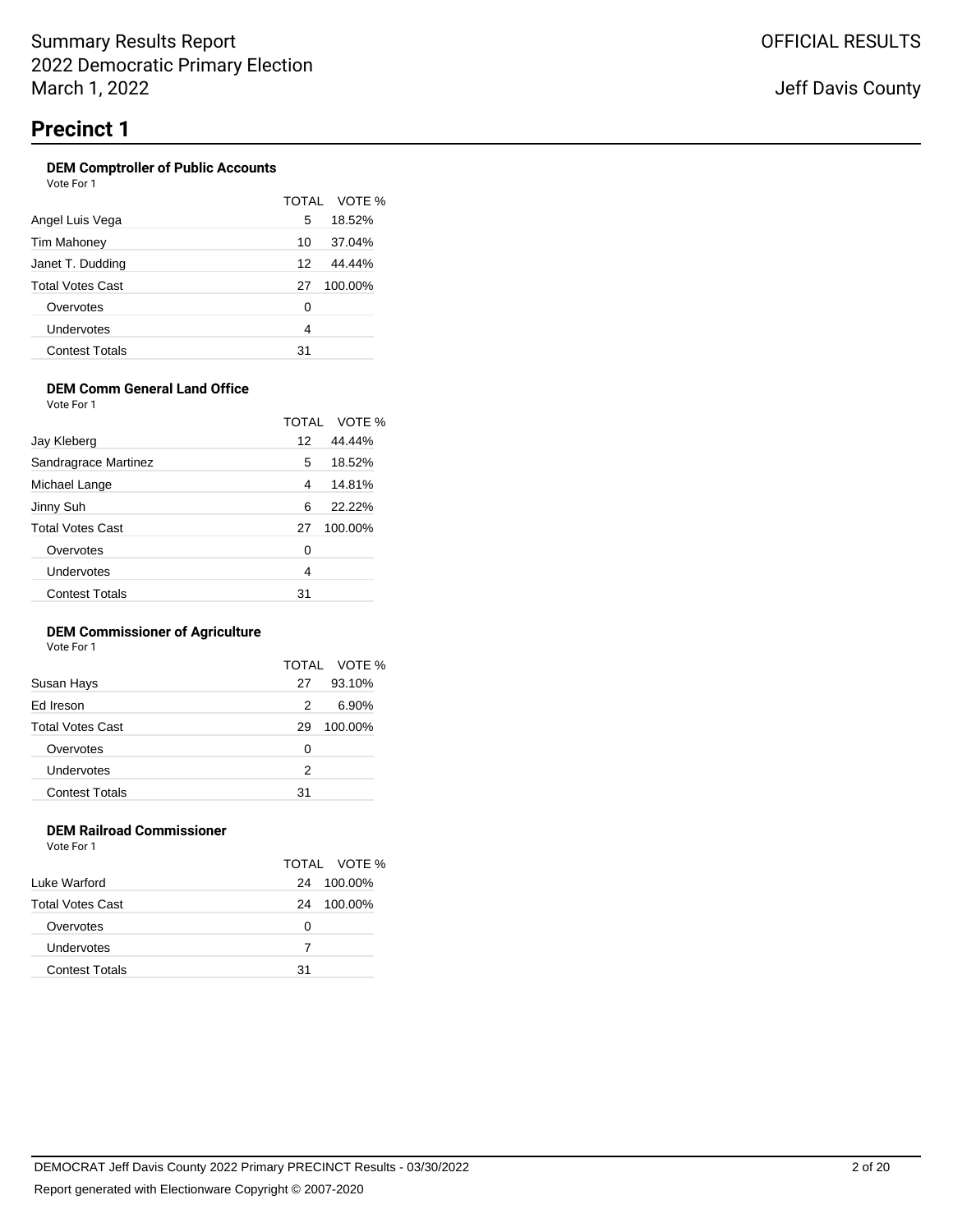# Summary Results Report
# 2022 Democratic Primary Election
# March 1, 2022

OFFICIAL RESULTS

Jeff Davis County

## Precinct 1

### DEM Comptroller of Public Accounts

Vote For 1

| | TOTAL | VOTE % |
|---|---|---|
| Angel Luis Vega | 5 | 18.52% |
| Tim Mahoney | 10 | 37.04% |
| Janet T. Dudding | 12 | 44.44% |
| Total Votes Cast | 27 | 100.00% |
| Overvotes | 0 | |
| Undervotes | 4 | |
| Contest Totals | 31 | |

### DEM Comm General Land Office

Vote For 1

| | TOTAL | VOTE % |
|---|---|---|
| Jay Kleberg | 12 | 44.44% |
| Sandragrace Martinez | 5 | 18.52% |
| Michael Lange | 4 | 14.81% |
| Jinny Suh | 6 | 22.22% |
| Total Votes Cast | 27 | 100.00% |
| Overvotes | 0 | |
| Undervotes | 4 | |
| Contest Totals | 31 | |

### DEM Commissioner of Agriculture

Vote For 1

| | TOTAL | VOTE % |
|---|---|---|
| Susan Hays | 27 | 93.10% |
| Ed Ireson | 2 | 6.90% |
| Total Votes Cast | 29 | 100.00% |
| Overvotes | 0 | |
| Undervotes | 2 | |
| Contest Totals | 31 | |

### DEM Railroad Commissioner

Vote For 1

| | TOTAL | VOTE % |
|---|---|---|
| Luke Warford | 24 | 100.00% |
| Total Votes Cast | 24 | 100.00% |
| Overvotes | 0 | |
| Undervotes | 7 | |
| Contest Totals | 31 | |

DEMOCRAT Jeff Davis County 2022 Primary PRECINCT Results - 03/30/2022

Report generated with Electionware Copyright © 2007-2020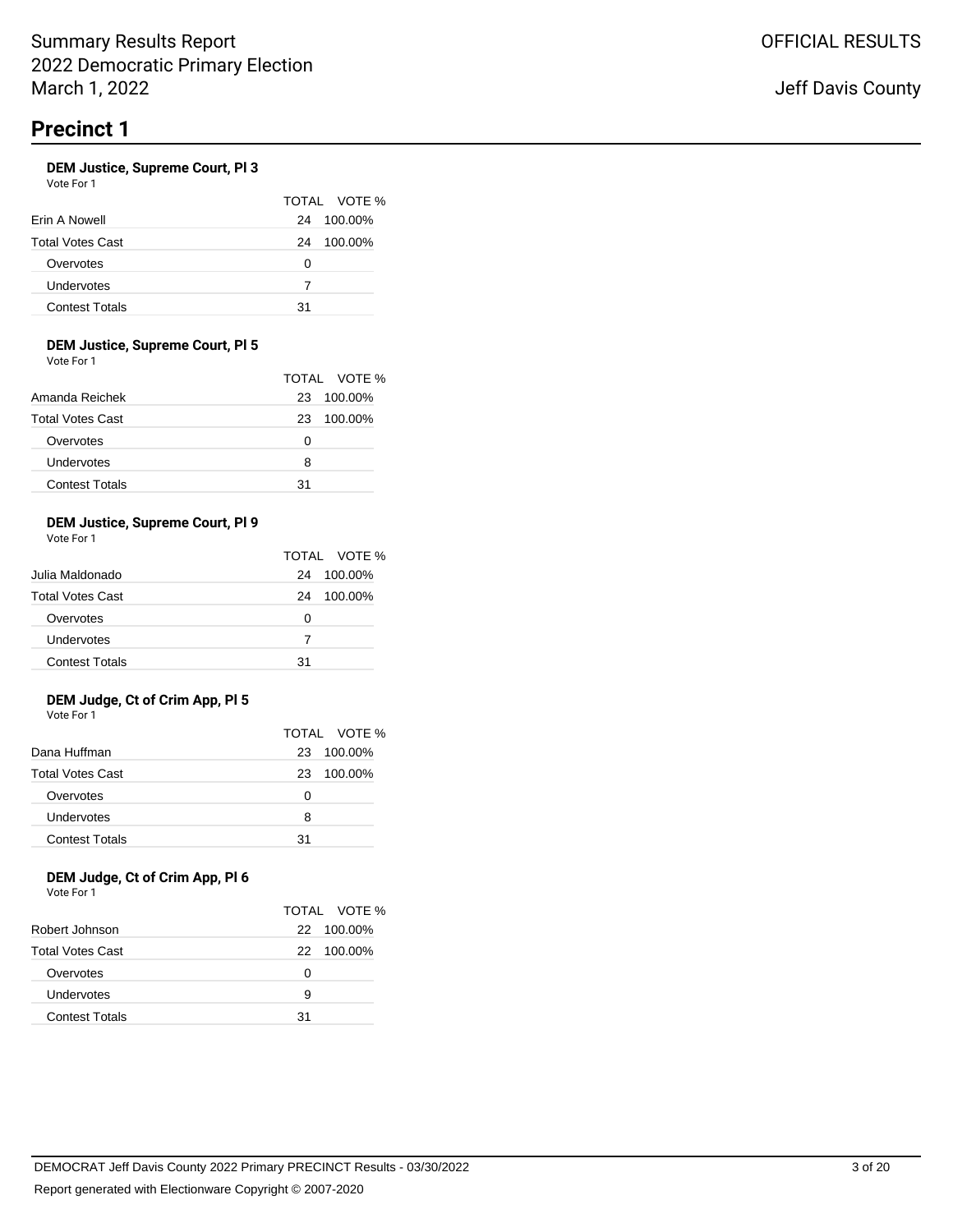# Precinct 1

### DEM Justice, Supreme Court, Pl 3

Vote For 1

| | TOTAL | VOTE % |
|---|---|---|
| Erin A Nowell | 24 | 100.00% |
| Total Votes Cast | 24 | 100.00% |
| Overvotes | 0 | |
| Undervotes | 7 | |
| Contest Totals | 31 | |

### DEM Justice, Supreme Court, Pl 5

Vote For 1

| | TOTAL | VOTE % |
|---|---|---|
| Amanda Reichek | 23 | 100.00% |
| Total Votes Cast | 23 | 100.00% |
| Overvotes | 0 | |
| Undervotes | 8 | |
| Contest Totals | 31 | |

### DEM Justice, Supreme Court, Pl 9

Vote For 1

| | TOTAL | VOTE % |
|---|---|---|
| Julia Maldonado | 24 | 100.00% |
| Total Votes Cast | 24 | 100.00% |
| Overvotes | 0 | |
| Undervotes | 7 | |
| Contest Totals | 31 | |

### DEM Judge, Ct of Crim App, Pl 5

Vote For 1

| | TOTAL | VOTE % |
|---|---|---|
| Dana Huffman | 23 | 100.00% |
| Total Votes Cast | 23 | 100.00% |
| Overvotes | 0 | |
| Undervotes | 8 | |
| Contest Totals | 31 | |

### DEM Judge, Ct of Crim App, Pl 6

Vote For 1

| | TOTAL | VOTE % |
|---|---|---|
| Robert Johnson | 22 | 100.00% |
| Total Votes Cast | 22 | 100.00% |
| Overvotes | 0 | |
| Undervotes | 9 | |
| Contest Totals | 31 | |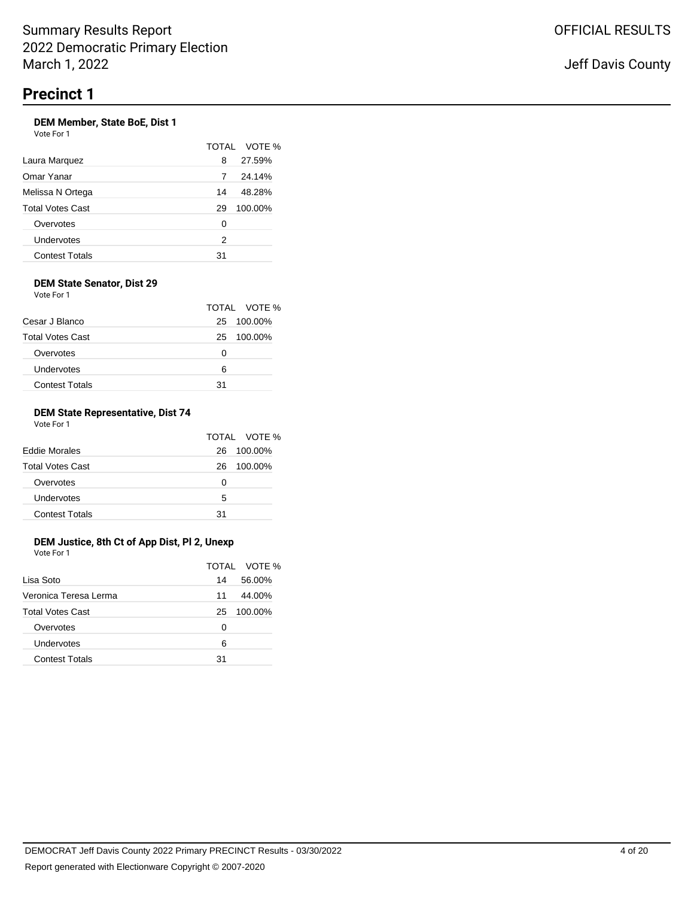# Precinct 1

### DEM Member, State BoE, Dist 1

Vote For 1

| | TOTAL | VOTE % |
|---|---|---|
| Laura Marquez | 8 | 27.59% |
| Omar Yanar | 7 | 24.14% |
| Melissa N Ortega | 14 | 48.28% |
| Total Votes Cast | 29 | 100.00% |
| Overvotes | 0 | |
| Undervotes | 2 | |
| Contest Totals | 31 | |

### DEM State Senator, Dist 29

Vote For 1

| | TOTAL | VOTE % |
|---|---|---|
| Cesar J Blanco | 25 | 100.00% |
| Total Votes Cast | 25 | 100.00% |
| Overvotes | 0 | |
| Undervotes | 6 | |
| Contest Totals | 31 | |

### DEM State Representative, Dist 74

Vote For 1

| | TOTAL | VOTE % |
|---|---|---|
| Eddie Morales | 26 | 100.00% |
| Total Votes Cast | 26 | 100.00% |
| Overvotes | 0 | |
| Undervotes | 5 | |
| Contest Totals | 31 | |

### DEM Justice, 8th Ct of App Dist, Pl 2, Unexp

Vote For 1

| | TOTAL | VOTE % |
|---|---|---|
| Lisa Soto | 14 | 56.00% |
| Veronica Teresa Lerma | 11 | 44.00% |
| Total Votes Cast | 25 | 100.00% |
| Overvotes | 0 | |
| Undervotes | 6 | |
| Contest Totals | 31 | |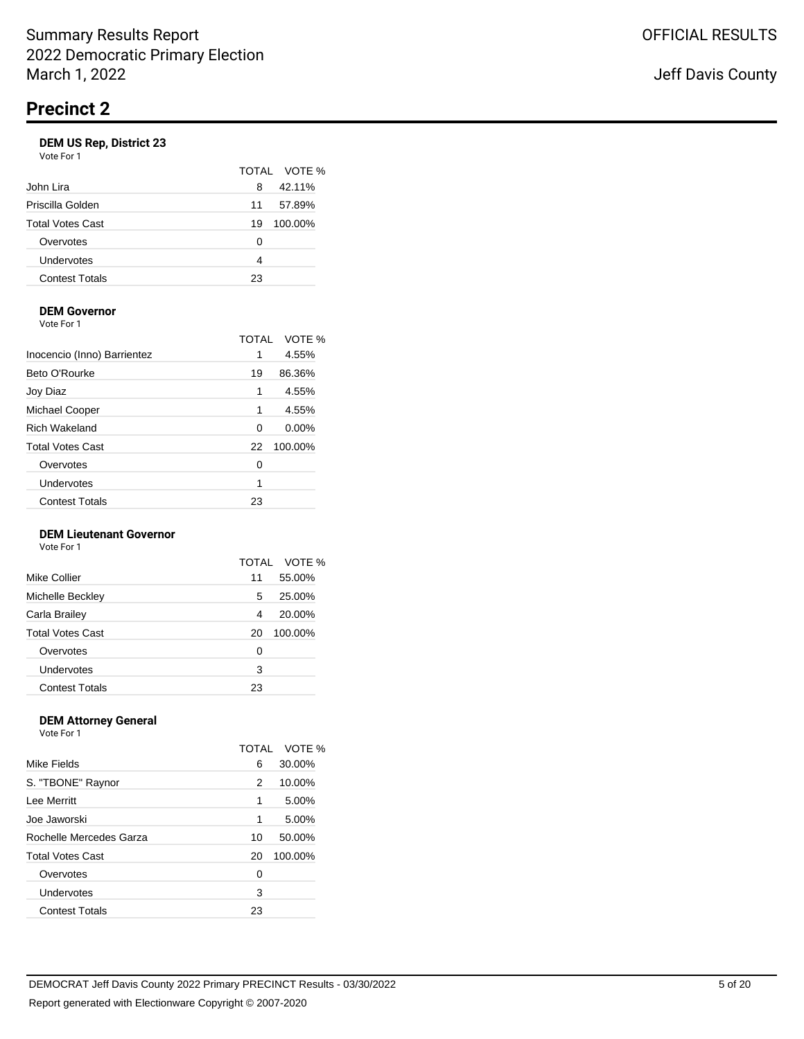Summary Results Report
2022 Democratic Primary Election
March 1, 2022

OFFICIAL RESULTS

Jeff Davis County

# Precinct 2

### DEM US Rep, District 23

Vote For 1

| | TOTAL | VOTE % |
|---|---|---|
| John Lira | 8 | 42.11% |
| Priscilla Golden | 11 | 57.89% |
| Total Votes Cast | 19 | 100.00% |
| Overvotes | 0 | |
| Undervotes | 4 | |
| Contest Totals | 23 | |

### DEM Governor

Vote For 1

| | TOTAL | VOTE % |
|---|---|---|
| Inocencio (Inno) Barrientez | 1 | 4.55% |
| Beto O'Rourke | 19 | 86.36% |
| Joy Diaz | 1 | 4.55% |
| Michael Cooper | 1 | 4.55% |
| Rich Wakeland | 0 | 0.00% |
| Total Votes Cast | 22 | 100.00% |
| Overvotes | 0 | |
| Undervotes | 1 | |
| Contest Totals | 23 | |

### DEM Lieutenant Governor

Vote For 1

| | TOTAL | VOTE % |
|---|---|---|
| Mike Collier | 11 | 55.00% |
| Michelle Beckley | 5 | 25.00% |
| Carla Brailey | 4 | 20.00% |
| Total Votes Cast | 20 | 100.00% |
| Overvotes | 0 | |
| Undervotes | 3 | |
| Contest Totals | 23 | |

### DEM Attorney General

Vote For 1

| | TOTAL | VOTE % |
|---|---|---|
| Mike Fields | 6 | 30.00% |
| S. "TBONE" Raynor | 2 | 10.00% |
| Lee Merritt | 1 | 5.00% |
| Joe Jaworski | 1 | 5.00% |
| Rochelle Mercedes Garza | 10 | 50.00% |
| Total Votes Cast | 20 | 100.00% |
| Overvotes | 0 | |
| Undervotes | 3 | |
| Contest Totals | 23 | |

DEMOCRAT Jeff Davis County 2022 Primary PRECINCT Results - 03/30/2022

Report generated with Electionware Copyright © 2007-2020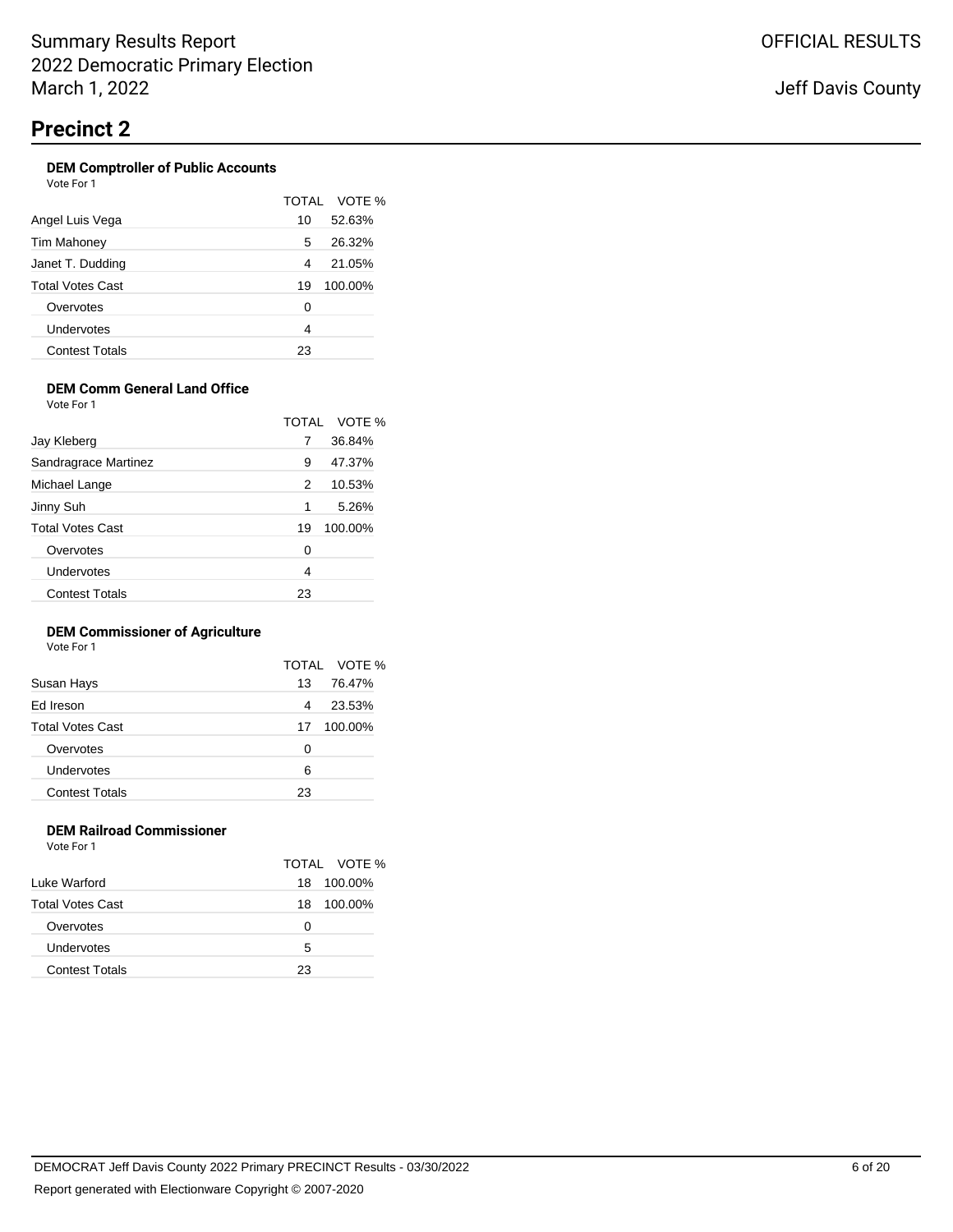Summary Results Report
2022 Democratic Primary Election
March 1, 2022

OFFICIAL RESULTS

Jeff Davis County

# Precinct 2

### DEM Comptroller of Public Accounts

Vote For 1

| | TOTAL | VOTE % |
|---|---|---|
| Angel Luis Vega | 10 | 52.63% |
| Tim Mahoney | 5 | 26.32% |
| Janet T. Dudding | 4 | 21.05% |
| Total Votes Cast | 19 | 100.00% |
| Overvotes | 0 | |
| Undervotes | 4 | |
| Contest Totals | 23 | |

### DEM Comm General Land Office

Vote For 1

| | TOTAL | VOTE % |
|---|---|---|
| Jay Kleberg | 7 | 36.84% |
| Sandragrace Martinez | 9 | 47.37% |
| Michael Lange | 2 | 10.53% |
| Jinny Suh | 1 | 5.26% |
| Total Votes Cast | 19 | 100.00% |
| Overvotes | 0 | |
| Undervotes | 4 | |
| Contest Totals | 23 | |

### DEM Commissioner of Agriculture

Vote For 1

| | TOTAL | VOTE % |
|---|---|---|
| Susan Hays | 13 | 76.47% |
| Ed Ireson | 4 | 23.53% |
| Total Votes Cast | 17 | 100.00% |
| Overvotes | 0 | |
| Undervotes | 6 | |
| Contest Totals | 23 | |

### DEM Railroad Commissioner

Vote For 1

| | TOTAL | VOTE % |
|---|---|---|
| Luke Warford | 18 | 100.00% |
| Total Votes Cast | 18 | 100.00% |
| Overvotes | 0 | |
| Undervotes | 5 | |
| Contest Totals | 23 | |

DEMOCRAT Jeff Davis County 2022 Primary PRECINCT Results - 03/30/2022

Report generated with Electionware Copyright © 2007-2020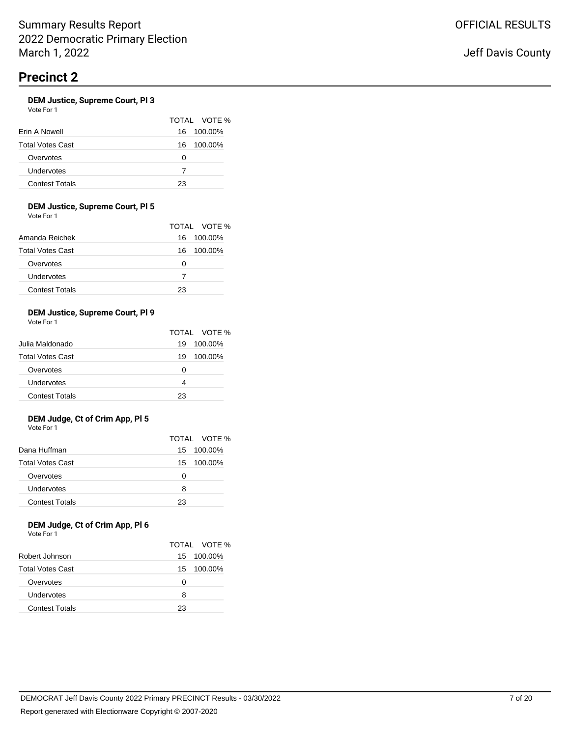Summary Results Report
2022 Democratic Primary Election
March 1, 2022

OFFICIAL RESULTS

Jeff Davis County

# Precinct 2

### DEM Justice, Supreme Court, Pl 3

Vote For 1

| | TOTAL | VOTE % |
|---|---|---|
| Erin A Nowell | 16 | 100.00% |
| Total Votes Cast | 16 | 100.00% |
| Overvotes | 0 | |
| Undervotes | 7 | |
| Contest Totals | 23 | |

### DEM Justice, Supreme Court, Pl 5

Vote For 1

| | TOTAL | VOTE % |
|---|---|---|
| Amanda Reichek | 16 | 100.00% |
| Total Votes Cast | 16 | 100.00% |
| Overvotes | 0 | |
| Undervotes | 7 | |
| Contest Totals | 23 | |

### DEM Justice, Supreme Court, Pl 9

Vote For 1

| | TOTAL | VOTE % |
|---|---|---|
| Julia Maldonado | 19 | 100.00% |
| Total Votes Cast | 19 | 100.00% |
| Overvotes | 0 | |
| Undervotes | 4 | |
| Contest Totals | 23 | |

### DEM Judge, Ct of Crim App, Pl 5

Vote For 1

| | TOTAL | VOTE % |
|---|---|---|
| Dana Huffman | 15 | 100.00% |
| Total Votes Cast | 15 | 100.00% |
| Overvotes | 0 | |
| Undervotes | 8 | |
| Contest Totals | 23 | |

### DEM Judge, Ct of Crim App, Pl 6

Vote For 1

| | TOTAL | VOTE % |
|---|---|---|
| Robert Johnson | 15 | 100.00% |
| Total Votes Cast | 15 | 100.00% |
| Overvotes | 0 | |
| Undervotes | 8 | |
| Contest Totals | 23 | |

DEMOCRAT Jeff Davis County 2022 Primary PRECINCT Results - 03/30/2022

Report generated with Electionware Copyright © 2007-2020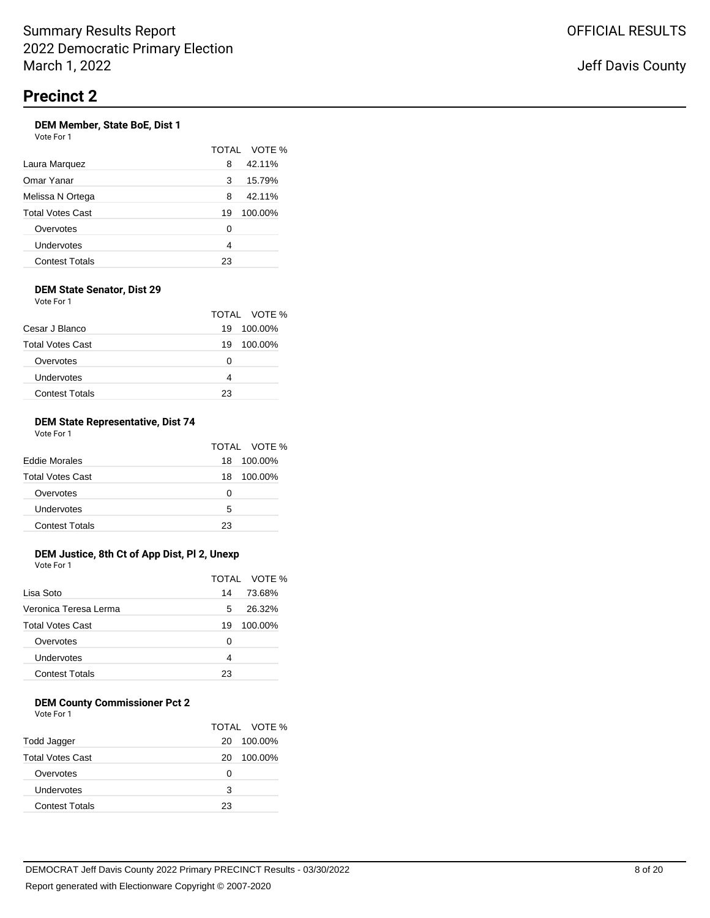# Precinct 2

### DEM Member, State BoE, Dist 1

Vote For 1

| | TOTAL | VOTE % |
|---|---|---|
| Laura Marquez | 8 | 42.11% |
| Omar Yanar | 3 | 15.79% |
| Melissa N Ortega | 8 | 42.11% |
| Total Votes Cast | 19 | 100.00% |
| Overvotes | 0 | |
| Undervotes | 4 | |
| Contest Totals | 23 | |

### DEM State Senator, Dist 29

Vote For 1

| | TOTAL | VOTE % |
|---|---|---|
| Cesar J Blanco | 19 | 100.00% |
| Total Votes Cast | 19 | 100.00% |
| Overvotes | 0 | |
| Undervotes | 4 | |
| Contest Totals | 23 | |

### DEM State Representative, Dist 74

Vote For 1

| | TOTAL | VOTE % |
|---|---|---|
| Eddie Morales | 18 | 100.00% |
| Total Votes Cast | 18 | 100.00% |
| Overvotes | 0 | |
| Undervotes | 5 | |
| Contest Totals | 23 | |

### DEM Justice, 8th Ct of App Dist, Pl 2, Unexp

Vote For 1

| | TOTAL | VOTE % |
|---|---|---|
| Lisa Soto | 14 | 73.68% |
| Veronica Teresa Lerma | 5 | 26.32% |
| Total Votes Cast | 19 | 100.00% |
| Overvotes | 0 | |
| Undervotes | 4 | |
| Contest Totals | 23 | |

### DEM County Commissioner Pct 2

Vote For 1

| | TOTAL | VOTE % |
|---|---|---|
| Todd Jagger | 20 | 100.00% |
| Total Votes Cast | 20 | 100.00% |
| Overvotes | 0 | |
| Undervotes | 3 | |
| Contest Totals | 23 | |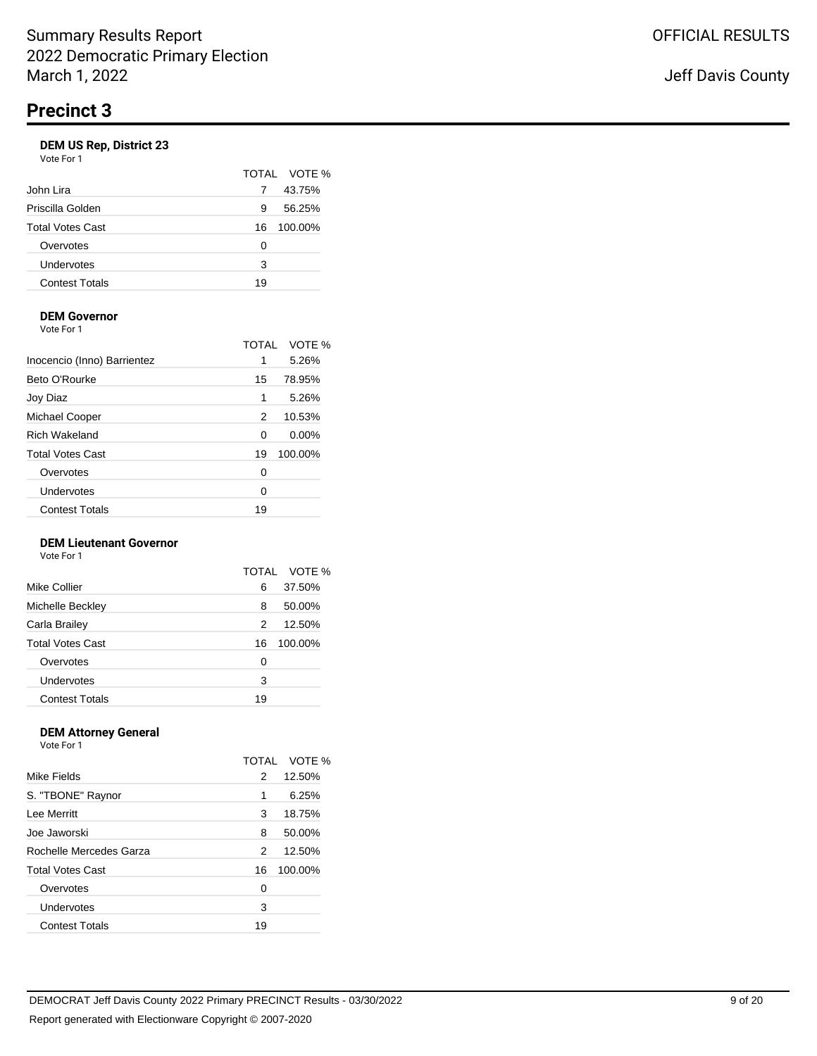# Precinct 3

### DEM US Rep, District 23

Vote For 1

| | TOTAL | VOTE % |
|---|---|---|
| John Lira | 7 | 43.75% |
| Priscilla Golden | 9 | 56.25% |
| Total Votes Cast | 16 | 100.00% |
| Overvotes | 0 | |
| Undervotes | 3 | |
| Contest Totals | 19 | |

### DEM Governor

Vote For 1

| | TOTAL | VOTE % |
|---|---|---|
| Inocencio (Inno) Barrientez | 1 | 5.26% |
| Beto O'Rourke | 15 | 78.95% |
| Joy Diaz | 1 | 5.26% |
| Michael Cooper | 2 | 10.53% |
| Rich Wakeland | 0 | 0.00% |
| Total Votes Cast | 19 | 100.00% |
| Overvotes | 0 | |
| Undervotes | 0 | |
| Contest Totals | 19 | |

### DEM Lieutenant Governor

Vote For 1

| | TOTAL | VOTE % |
|---|---|---|
| Mike Collier | 6 | 37.50% |
| Michelle Beckley | 8 | 50.00% |
| Carla Brailey | 2 | 12.50% |
| Total Votes Cast | 16 | 100.00% |
| Overvotes | 0 | |
| Undervotes | 3 | |
| Contest Totals | 19 | |

### DEM Attorney General

Vote For 1

| | TOTAL | VOTE % |
|---|---|---|
| Mike Fields | 2 | 12.50% |
| S. "TBONE" Raynor | 1 | 6.25% |
| Lee Merritt | 3 | 18.75% |
| Joe Jaworski | 8 | 50.00% |
| Rochelle Mercedes Garza | 2 | 12.50% |
| Total Votes Cast | 16 | 100.00% |
| Overvotes | 0 | |
| Undervotes | 3 | |
| Contest Totals | 19 | |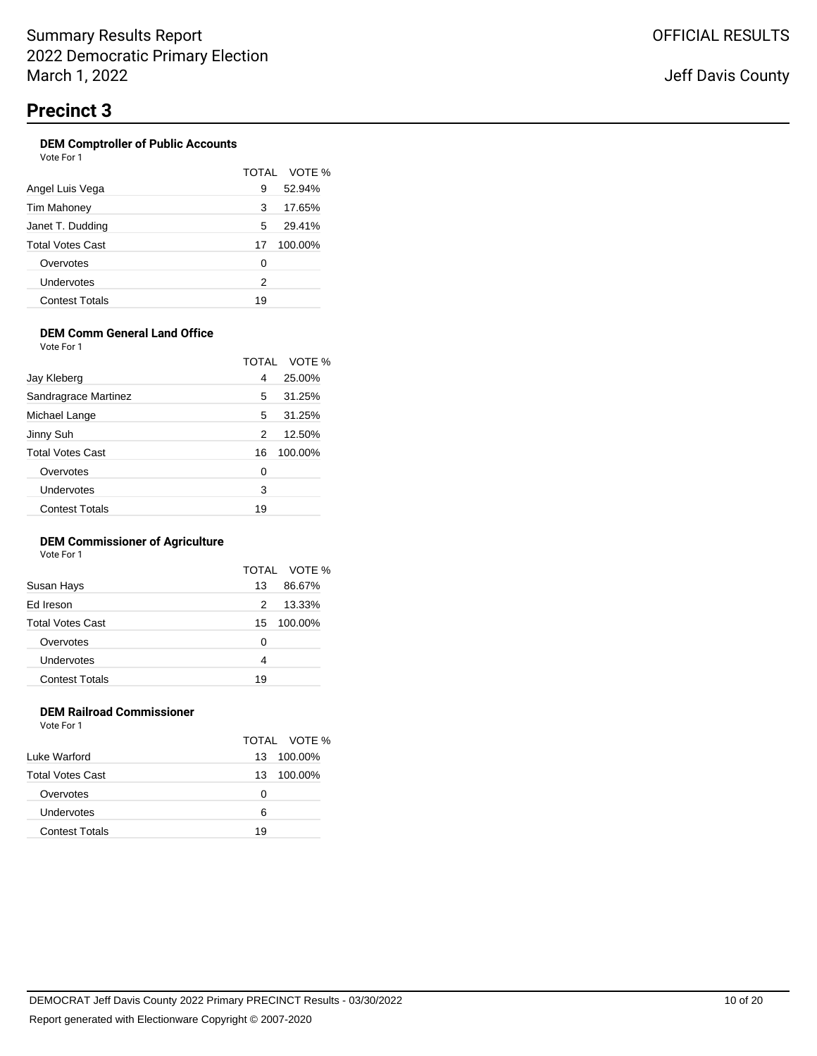Summary Results Report
2022 Democratic Primary Election
March 1, 2022

OFFICIAL RESULTS

Jeff Davis County

# Precinct 3

### DEM Comptroller of Public Accounts

Vote For 1

| | TOTAL | VOTE % |
|---|---|---|
| Angel Luis Vega | 9 | 52.94% |
| Tim Mahoney | 3 | 17.65% |
| Janet T. Dudding | 5 | 29.41% |
| Total Votes Cast | 17 | 100.00% |
| Overvotes | 0 | |
| Undervotes | 2 | |
| Contest Totals | 19 | |

### DEM Comm General Land Office

Vote For 1

| | TOTAL | VOTE % |
|---|---|---|
| Jay Kleberg | 4 | 25.00% |
| Sandragrace Martinez | 5 | 31.25% |
| Michael Lange | 5 | 31.25% |
| Jinny Suh | 2 | 12.50% |
| Total Votes Cast | 16 | 100.00% |
| Overvotes | 0 | |
| Undervotes | 3 | |
| Contest Totals | 19 | |

### DEM Commissioner of Agriculture

Vote For 1

| | TOTAL | VOTE % |
|---|---|---|
| Susan Hays | 13 | 86.67% |
| Ed Ireson | 2 | 13.33% |
| Total Votes Cast | 15 | 100.00% |
| Overvotes | 0 | |
| Undervotes | 4 | |
| Contest Totals | 19 | |

### DEM Railroad Commissioner

Vote For 1

| | TOTAL | VOTE % |
|---|---|---|
| Luke Warford | 13 | 100.00% |
| Total Votes Cast | 13 | 100.00% |
| Overvotes | 0 | |
| Undervotes | 6 | |
| Contest Totals | 19 | |

DEMOCRAT Jeff Davis County 2022 Primary PRECINCT Results - 03/30/2022

Report generated with Electionware Copyright © 2007-2020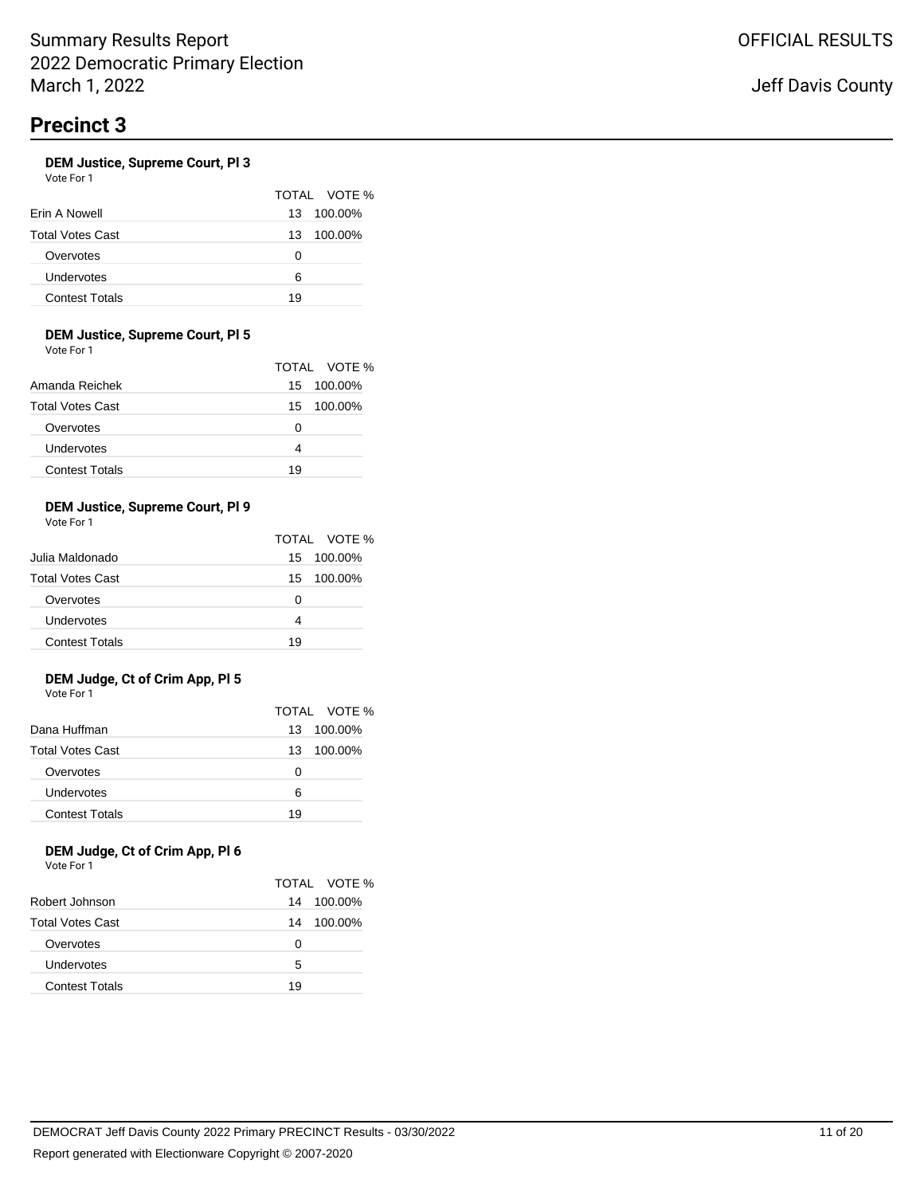## Precinct 3

### DEM Justice, Supreme Court, Pl 3

Vote For 1

| | TOTAL | VOTE % |
|---|---|---|
| Erin A Nowell | 13 | 100.00% |
| Total Votes Cast | 13 | 100.00% |
| Overvotes | 0 | |
| Undervotes | 6 | |
| Contest Totals | 19 | |

### DEM Justice, Supreme Court, Pl 5

Vote For 1

| | TOTAL | VOTE % |
|---|---|---|
| Amanda Reichek | 15 | 100.00% |
| Total Votes Cast | 15 | 100.00% |
| Overvotes | 0 | |
| Undervotes | 4 | |
| Contest Totals | 19 | |

### DEM Justice, Supreme Court, Pl 9

Vote For 1

| | TOTAL | VOTE % |
|---|---|---|
| Julia Maldonado | 15 | 100.00% |
| Total Votes Cast | 15 | 100.00% |
| Overvotes | 0 | |
| Undervotes | 4 | |
| Contest Totals | 19 | |

### DEM Judge, Ct of Crim App, Pl 5

Vote For 1

| | TOTAL | VOTE % |
|---|---|---|
| Dana Huffman | 13 | 100.00% |
| Total Votes Cast | 13 | 100.00% |
| Overvotes | 0 | |
| Undervotes | 6 | |
| Contest Totals | 19 | |

### DEM Judge, Ct of Crim App, Pl 6

Vote For 1

| | TOTAL | VOTE % |
|---|---|---|
| Robert Johnson | 14 | 100.00% |
| Total Votes Cast | 14 | 100.00% |
| Overvotes | 0 | |
| Undervotes | 5 | |
| Contest Totals | 19 | |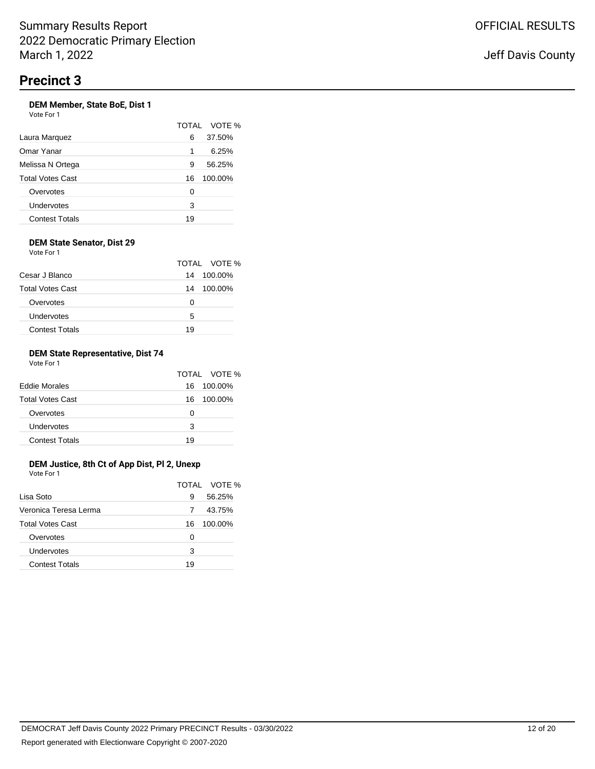# Precinct 3

### DEM Member, State BoE, Dist 1

Vote For 1

| | TOTAL | VOTE % |
|---|---|---|
| Laura Marquez | 6 | 37.50% |
| Omar Yanar | 1 | 6.25% |
| Melissa N Ortega | 9 | 56.25% |
| Total Votes Cast | 16 | 100.00% |
| Overvotes | 0 | |
| Undervotes | 3 | |
| Contest Totals | 19 | |

### DEM State Senator, Dist 29

Vote For 1

| | TOTAL | VOTE % |
|---|---|---|
| Cesar J Blanco | 14 | 100.00% |
| Total Votes Cast | 14 | 100.00% |
| Overvotes | 0 | |
| Undervotes | 5 | |
| Contest Totals | 19 | |

### DEM State Representative, Dist 74

Vote For 1

| | TOTAL | VOTE % |
|---|---|---|
| Eddie Morales | 16 | 100.00% |
| Total Votes Cast | 16 | 100.00% |
| Overvotes | 0 | |
| Undervotes | 3 | |
| Contest Totals | 19 | |

### DEM Justice, 8th Ct of App Dist, Pl 2, Unexp

Vote For 1

| | TOTAL | VOTE % |
|---|---|---|
| Lisa Soto | 9 | 56.25% |
| Veronica Teresa Lerma | 7 | 43.75% |
| Total Votes Cast | 16 | 100.00% |
| Overvotes | 0 | |
| Undervotes | 3 | |
| Contest Totals | 19 | |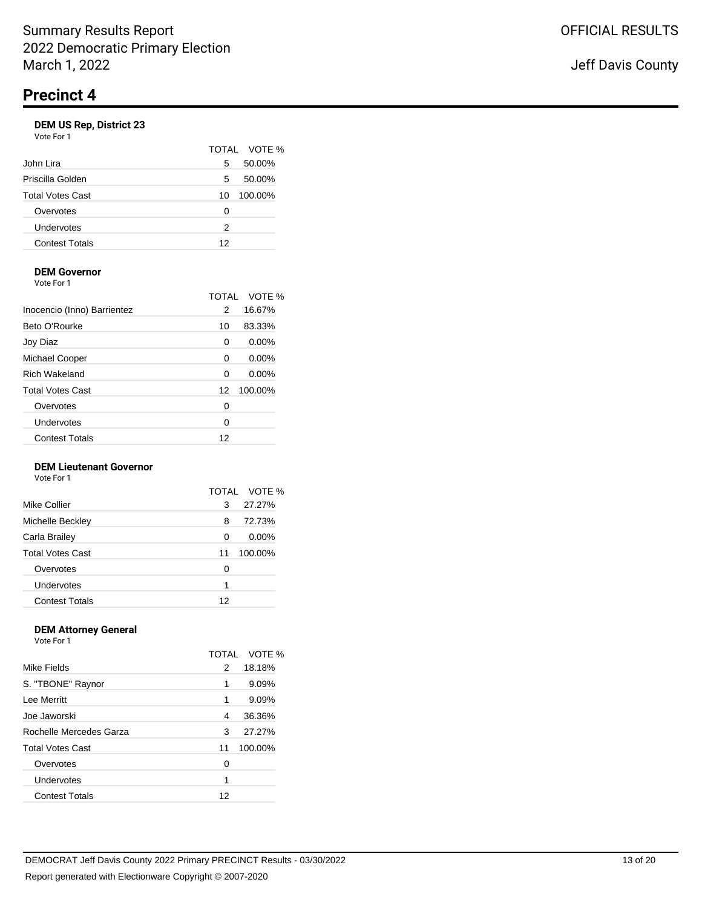# Precinct 4

### DEM US Rep, District 23

Vote For 1

| | TOTAL | VOTE % |
|---|---|---|
| John Lira | 5 | 50.00% |
| Priscilla Golden | 5 | 50.00% |
| Total Votes Cast | 10 | 100.00% |
| Overvotes | 0 | |
| Undervotes | 2 | |
| Contest Totals | 12 | |

### DEM Governor

Vote For 1

| | TOTAL | VOTE % |
|---|---|---|
| Inocencio (Inno) Barrientez | 2 | 16.67% |
| Beto O'Rourke | 10 | 83.33% |
| Joy Diaz | 0 | 0.00% |
| Michael Cooper | 0 | 0.00% |
| Rich Wakeland | 0 | 0.00% |
| Total Votes Cast | 12 | 100.00% |
| Overvotes | 0 | |
| Undervotes | 0 | |
| Contest Totals | 12 | |

### DEM Lieutenant Governor

Vote For 1

| | TOTAL | VOTE % |
|---|---|---|
| Mike Collier | 3 | 27.27% |
| Michelle Beckley | 8 | 72.73% |
| Carla Brailey | 0 | 0.00% |
| Total Votes Cast | 11 | 100.00% |
| Overvotes | 0 | |
| Undervotes | 1 | |
| Contest Totals | 12 | |

### DEM Attorney General

Vote For 1

| | TOTAL | VOTE % |
|---|---|---|
| Mike Fields | 2 | 18.18% |
| S. "TBONE" Raynor | 1 | 9.09% |
| Lee Merritt | 1 | 9.09% |
| Joe Jaworski | 4 | 36.36% |
| Rochelle Mercedes Garza | 3 | 27.27% |
| Total Votes Cast | 11 | 100.00% |
| Overvotes | 0 | |
| Undervotes | 1 | |
| Contest Totals | 12 | |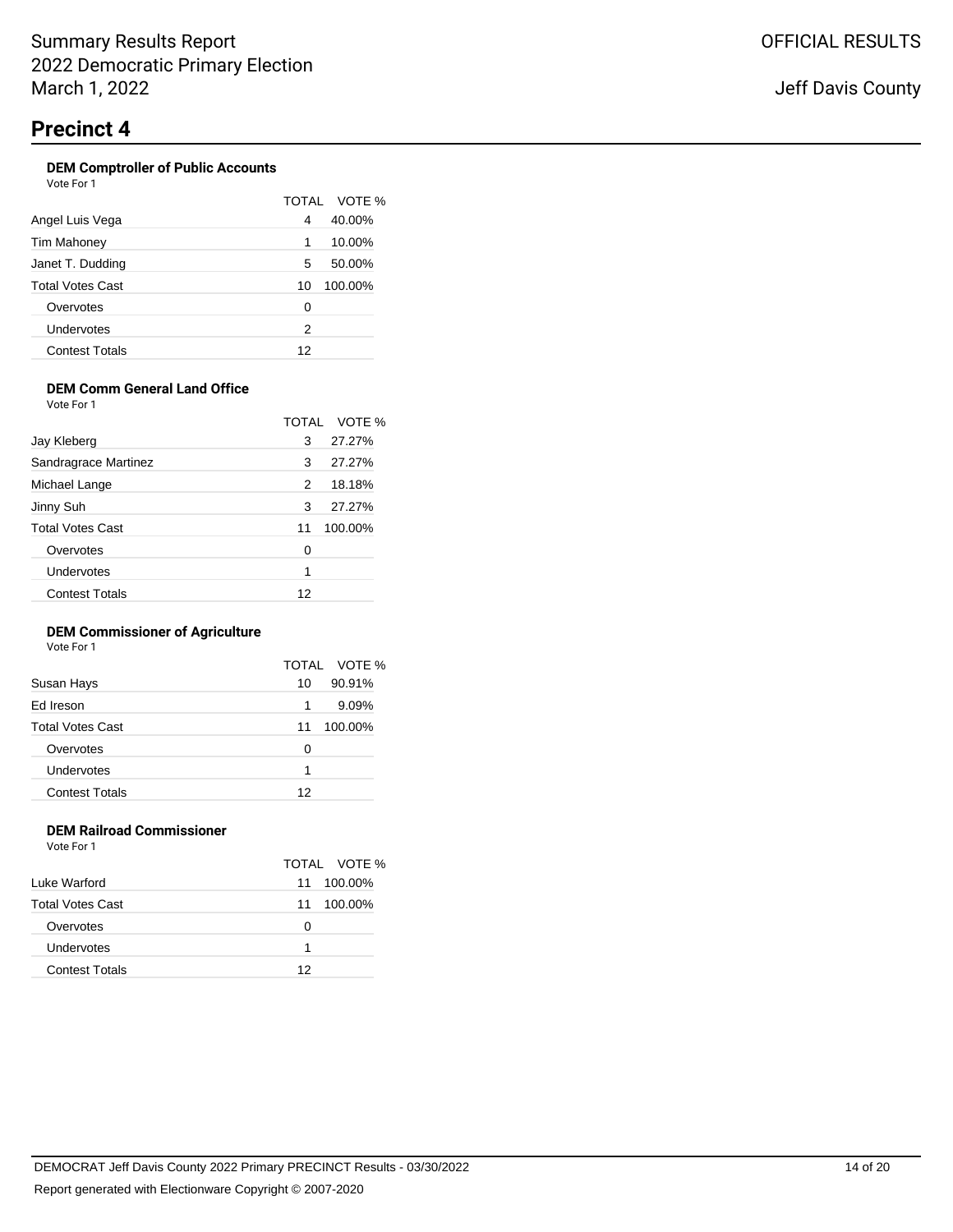# Precinct 4

### DEM Comptroller of Public Accounts

Vote For 1

| | TOTAL | VOTE % |
|---|---|---|
| Angel Luis Vega | 4 | 40.00% |
| Tim Mahoney | 1 | 10.00% |
| Janet T. Dudding | 5 | 50.00% |
| Total Votes Cast | 10 | 100.00% |
| Overvotes | 0 | |
| Undervotes | 2 | |
| Contest Totals | 12 | |

### DEM Comm General Land Office

Vote For 1

| | TOTAL | VOTE % |
|---|---|---|
| Jay Kleberg | 3 | 27.27% |
| Sandragrace Martinez | 3 | 27.27% |
| Michael Lange | 2 | 18.18% |
| Jinny Suh | 3 | 27.27% |
| Total Votes Cast | 11 | 100.00% |
| Overvotes | 0 | |
| Undervotes | 1 | |
| Contest Totals | 12 | |

### DEM Commissioner of Agriculture

Vote For 1

| | TOTAL | VOTE % |
|---|---|---|
| Susan Hays | 10 | 90.91% |
| Ed Ireson | 1 | 9.09% |
| Total Votes Cast | 11 | 100.00% |
| Overvotes | 0 | |
| Undervotes | 1 | |
| Contest Totals | 12 | |

### DEM Railroad Commissioner

Vote For 1

| | TOTAL | VOTE % |
|---|---|---|
| Luke Warford | 11 | 100.00% |
| Total Votes Cast | 11 | 100.00% |
| Overvotes | 0 | |
| Undervotes | 1 | |
| Contest Totals | 12 | |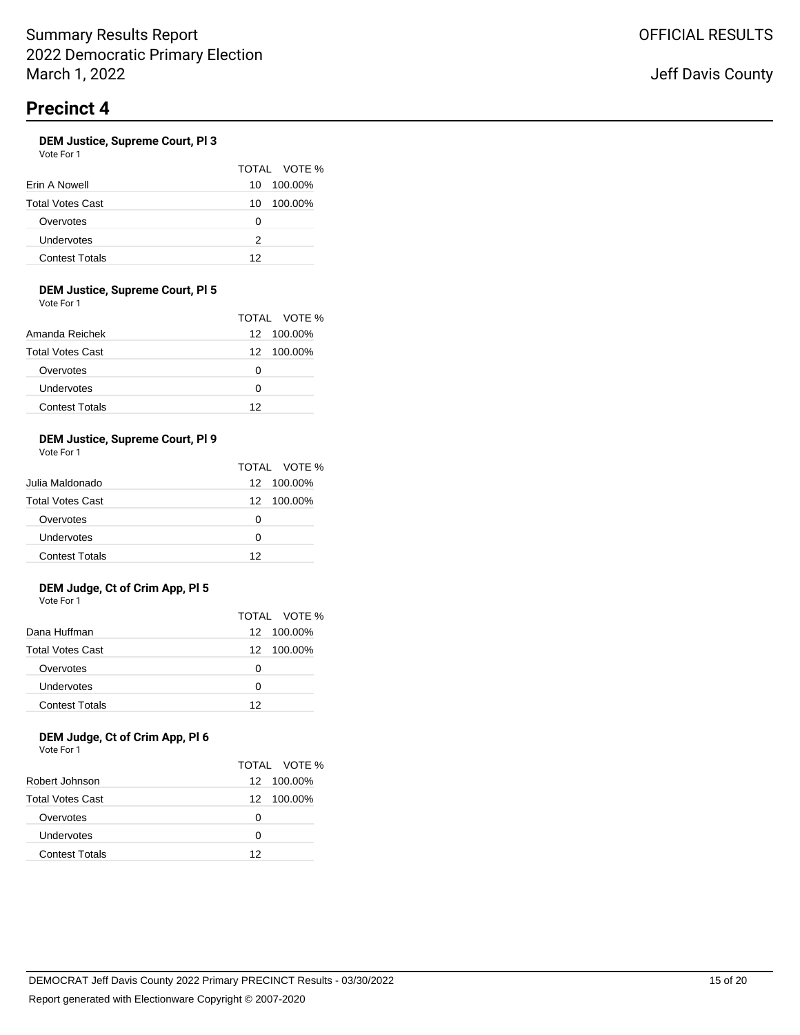# Precinct 4

### DEM Justice, Supreme Court, Pl 3

Vote For 1

| | TOTAL | VOTE % |
|---|---|---|
| Erin A Nowell | 10 | 100.00% |
| Total Votes Cast | 10 | 100.00% |
| Overvotes | 0 | |
| Undervotes | 2 | |
| Contest Totals | 12 | |

### DEM Justice, Supreme Court, Pl 5

Vote For 1

| | TOTAL | VOTE % |
|---|---|---|
| Amanda Reichek | 12 | 100.00% |
| Total Votes Cast | 12 | 100.00% |
| Overvotes | 0 | |
| Undervotes | 0 | |
| Contest Totals | 12 | |

### DEM Justice, Supreme Court, Pl 9

Vote For 1

| | TOTAL | VOTE % |
|---|---|---|
| Julia Maldonado | 12 | 100.00% |
| Total Votes Cast | 12 | 100.00% |
| Overvotes | 0 | |
| Undervotes | 0 | |
| Contest Totals | 12 | |

### DEM Judge, Ct of Crim App, Pl 5

Vote For 1

| | TOTAL | VOTE % |
|---|---|---|
| Dana Huffman | 12 | 100.00% |
| Total Votes Cast | 12 | 100.00% |
| Overvotes | 0 | |
| Undervotes | 0 | |
| Contest Totals | 12 | |

### DEM Judge, Ct of Crim App, Pl 6

Vote For 1

| | TOTAL | VOTE % |
|---|---|---|
| Robert Johnson | 12 | 100.00% |
| Total Votes Cast | 12 | 100.00% |
| Overvotes | 0 | |
| Undervotes | 0 | |
| Contest Totals | 12 | |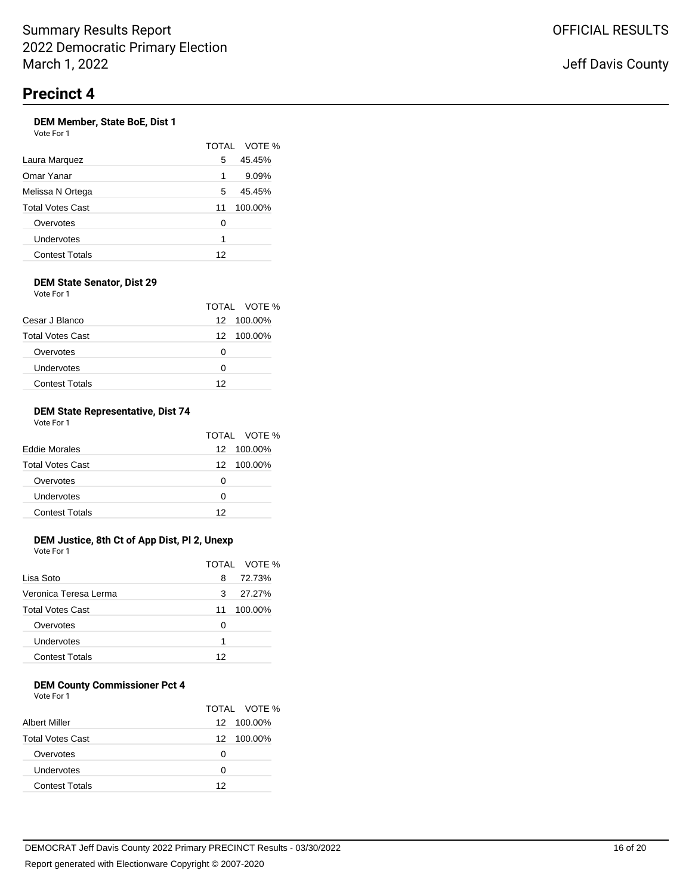# Precinct 4

### DEM Member, State BoE, Dist 1

Vote For 1

| | TOTAL | VOTE % |
|---|---|---|
| Laura Marquez | 5 | 45.45% |
| Omar Yanar | 1 | 9.09% |
| Melissa N Ortega | 5 | 45.45% |
| Total Votes Cast | 11 | 100.00% |
| Overvotes | 0 | |
| Undervotes | 1 | |
| Contest Totals | 12 | |

### DEM State Senator, Dist 29

Vote For 1

| | TOTAL | VOTE % |
|---|---|---|
| Cesar J Blanco | 12 | 100.00% |
| Total Votes Cast | 12 | 100.00% |
| Overvotes | 0 | |
| Undervotes | 0 | |
| Contest Totals | 12 | |

### DEM State Representative, Dist 74

Vote For 1

| | TOTAL | VOTE % |
|---|---|---|
| Eddie Morales | 12 | 100.00% |
| Total Votes Cast | 12 | 100.00% |
| Overvotes | 0 | |
| Undervotes | 0 | |
| Contest Totals | 12 | |

### DEM Justice, 8th Ct of App Dist, Pl 2, Unexp

Vote For 1

| | TOTAL | VOTE % |
|---|---|---|
| Lisa Soto | 8 | 72.73% |
| Veronica Teresa Lerma | 3 | 27.27% |
| Total Votes Cast | 11 | 100.00% |
| Overvotes | 0 | |
| Undervotes | 1 | |
| Contest Totals | 12 | |

### DEM County Commissioner Pct 4

Vote For 1

| | TOTAL | VOTE % |
|---|---|---|
| Albert Miller | 12 | 100.00% |
| Total Votes Cast | 12 | 100.00% |
| Overvotes | 0 | |
| Undervotes | 0 | |
| Contest Totals | 12 | |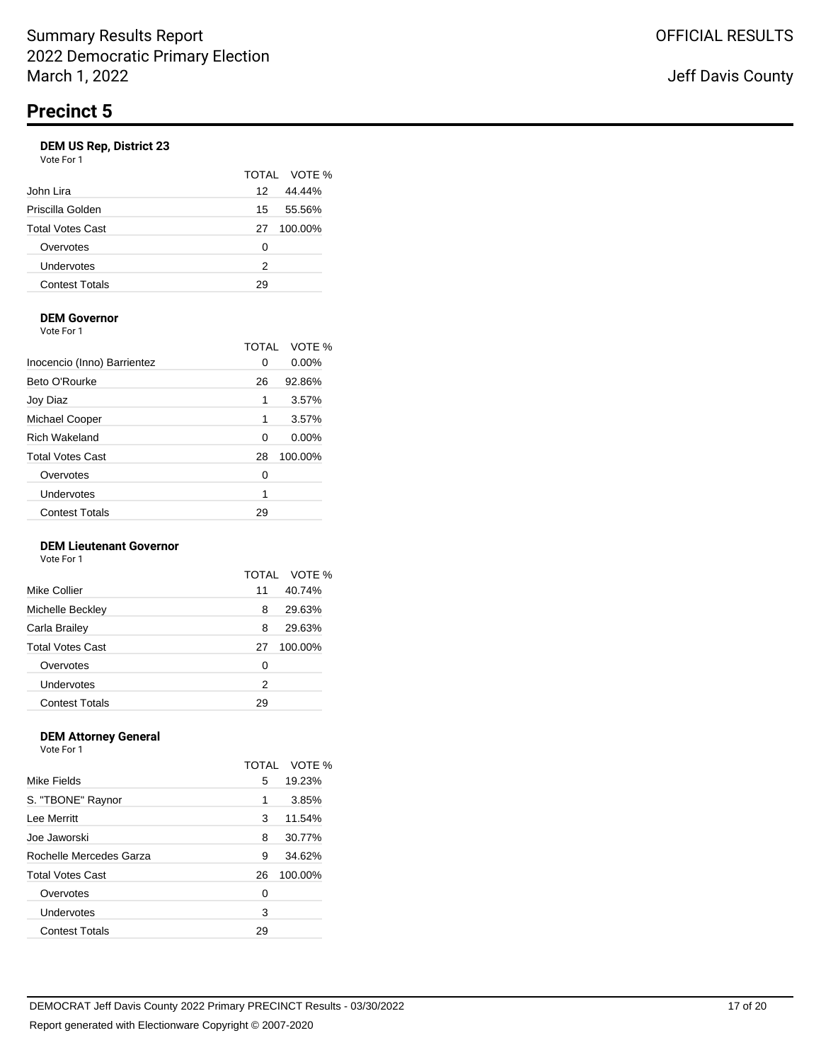# Precinct 5

### DEM US Rep, District 23

Vote For 1

| | TOTAL | VOTE % |
|---|---|---|
| John Lira | 12 | 44.44% |
| Priscilla Golden | 15 | 55.56% |
| Total Votes Cast | 27 | 100.00% |
| Overvotes | 0 | |
| Undervotes | 2 | |
| Contest Totals | 29 | |

### DEM Governor

Vote For 1

| | TOTAL | VOTE % |
|---|---|---|
| Inocencio (Inno) Barrientez | 0 | 0.00% |
| Beto O'Rourke | 26 | 92.86% |
| Joy Diaz | 1 | 3.57% |
| Michael Cooper | 1 | 3.57% |
| Rich Wakeland | 0 | 0.00% |
| Total Votes Cast | 28 | 100.00% |
| Overvotes | 0 | |
| Undervotes | 1 | |
| Contest Totals | 29 | |

### DEM Lieutenant Governor

Vote For 1

| | TOTAL | VOTE % |
|---|---|---|
| Mike Collier | 11 | 40.74% |
| Michelle Beckley | 8 | 29.63% |
| Carla Brailey | 8 | 29.63% |
| Total Votes Cast | 27 | 100.00% |
| Overvotes | 0 | |
| Undervotes | 2 | |
| Contest Totals | 29 | |

### DEM Attorney General

Vote For 1

| | TOTAL | VOTE % |
|---|---|---|
| Mike Fields | 5 | 19.23% |
| S. "TBONE" Raynor | 1 | 3.85% |
| Lee Merritt | 3 | 11.54% |
| Joe Jaworski | 8 | 30.77% |
| Rochelle Mercedes Garza | 9 | 34.62% |
| Total Votes Cast | 26 | 100.00% |
| Overvotes | 0 | |
| Undervotes | 3 | |
| Contest Totals | 29 | |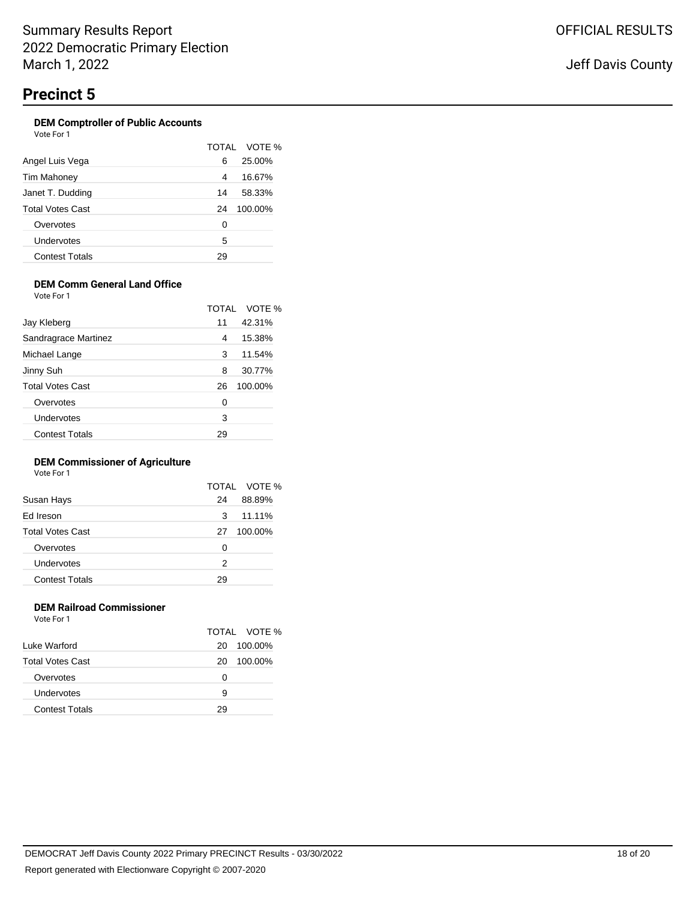# Precinct 5

### DEM Comptroller of Public Accounts

Vote For 1

| | TOTAL | VOTE % |
|---|---|---|
| Angel Luis Vega | 6 | 25.00% |
| Tim Mahoney | 4 | 16.67% |
| Janet T. Dudding | 14 | 58.33% |
| Total Votes Cast | 24 | 100.00% |
| Overvotes | 0 | |
| Undervotes | 5 | |
| Contest Totals | 29 | |

### DEM Comm General Land Office

Vote For 1

| | TOTAL | VOTE % |
|---|---|---|
| Jay Kleberg | 11 | 42.31% |
| Sandragrace Martinez | 4 | 15.38% |
| Michael Lange | 3 | 11.54% |
| Jinny Suh | 8 | 30.77% |
| Total Votes Cast | 26 | 100.00% |
| Overvotes | 0 | |
| Undervotes | 3 | |
| Contest Totals | 29 | |

### DEM Commissioner of Agriculture

Vote For 1

| | TOTAL | VOTE % |
|---|---|---|
| Susan Hays | 24 | 88.89% |
| Ed Ireson | 3 | 11.11% |
| Total Votes Cast | 27 | 100.00% |
| Overvotes | 0 | |
| Undervotes | 2 | |
| Contest Totals | 29 | |

### DEM Railroad Commissioner

Vote For 1

| | TOTAL | VOTE % |
|---|---|---|
| Luke Warford | 20 | 100.00% |
| Total Votes Cast | 20 | 100.00% |
| Overvotes | 0 | |
| Undervotes | 9 | |
| Contest Totals | 29 | |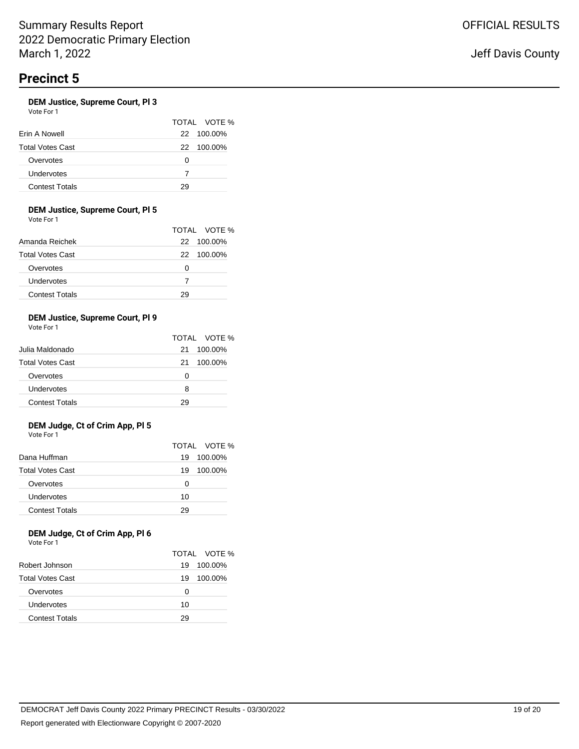# Precinct 5

### DEM Justice, Supreme Court, Pl 3

Vote For 1

| | TOTAL | VOTE % |
|---|---|---|
| Erin A Nowell | 22 | 100.00% |
| Total Votes Cast | 22 | 100.00% |
| Overvotes | 0 | |
| Undervotes | 7 | |
| Contest Totals | 29 | |

### DEM Justice, Supreme Court, Pl 5

Vote For 1

| | TOTAL | VOTE % |
|---|---|---|
| Amanda Reichek | 22 | 100.00% |
| Total Votes Cast | 22 | 100.00% |
| Overvotes | 0 | |
| Undervotes | 7 | |
| Contest Totals | 29 | |

### DEM Justice, Supreme Court, Pl 9

Vote For 1

| | TOTAL | VOTE % |
|---|---|---|
| Julia Maldonado | 21 | 100.00% |
| Total Votes Cast | 21 | 100.00% |
| Overvotes | 0 | |
| Undervotes | 8 | |
| Contest Totals | 29 | |

### DEM Judge, Ct of Crim App, Pl 5

Vote For 1

| | TOTAL | VOTE % |
|---|---|---|
| Dana Huffman | 19 | 100.00% |
| Total Votes Cast | 19 | 100.00% |
| Overvotes | 0 | |
| Undervotes | 10 | |
| Contest Totals | 29 | |

### DEM Judge, Ct of Crim App, Pl 6

Vote For 1

| | TOTAL | VOTE % |
|---|---|---|
| Robert Johnson | 19 | 100.00% |
| Total Votes Cast | 19 | 100.00% |
| Overvotes | 0 | |
| Undervotes | 10 | |
| Contest Totals | 29 | |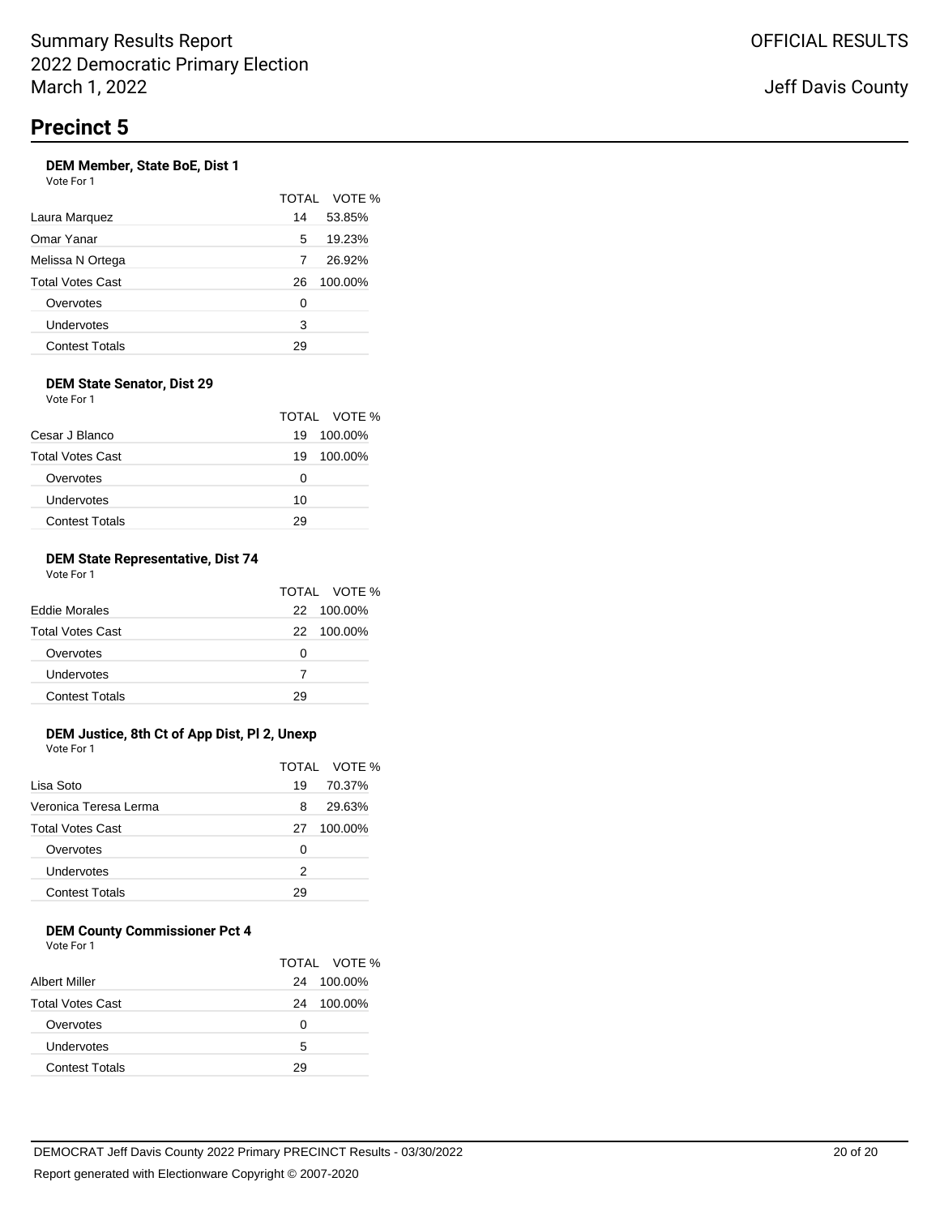Summary Results Report
2022 Democratic Primary Election
March 1, 2022

OFFICIAL RESULTS

Jeff Davis County

# Precinct 5

### DEM Member, State BoE, Dist 1

Vote For 1

| | TOTAL | VOTE % |
|---|---|---|
| Laura Marquez | 14 | 53.85% |
| Omar Yanar | 5 | 19.23% |
| Melissa N Ortega | 7 | 26.92% |
| Total Votes Cast | 26 | 100.00% |
| Overvotes | 0 | |
| Undervotes | 3 | |
| Contest Totals | 29 | |

### DEM State Senator, Dist 29

Vote For 1

| | TOTAL | VOTE % |
|---|---|---|
| Cesar J Blanco | 19 | 100.00% |
| Total Votes Cast | 19 | 100.00% |
| Overvotes | 0 | |
| Undervotes | 10 | |
| Contest Totals | 29 | |

### DEM State Representative, Dist 74

Vote For 1

| | TOTAL | VOTE % |
|---|---|---|
| Eddie Morales | 22 | 100.00% |
| Total Votes Cast | 22 | 100.00% |
| Overvotes | 0 | |
| Undervotes | 7 | |
| Contest Totals | 29 | |

### DEM Justice, 8th Ct of App Dist, Pl 2, Unexp

Vote For 1

| | TOTAL | VOTE % |
|---|---|---|
| Lisa Soto | 19 | 70.37% |
| Veronica Teresa Lerma | 8 | 29.63% |
| Total Votes Cast | 27 | 100.00% |
| Overvotes | 0 | |
| Undervotes | 2 | |
| Contest Totals | 29 | |

### DEM County Commissioner Pct 4

Vote For 1

| | TOTAL | VOTE % |
|---|---|---|
| Albert Miller | 24 | 100.00% |
| Total Votes Cast | 24 | 100.00% |
| Overvotes | 0 | |
| Undervotes | 5 | |
| Contest Totals | 29 | |

DEMOCRAT Jeff Davis County 2022 Primary PRECINCT Results - 03/30/2022

Report generated with Electionware Copyright © 2007-2020